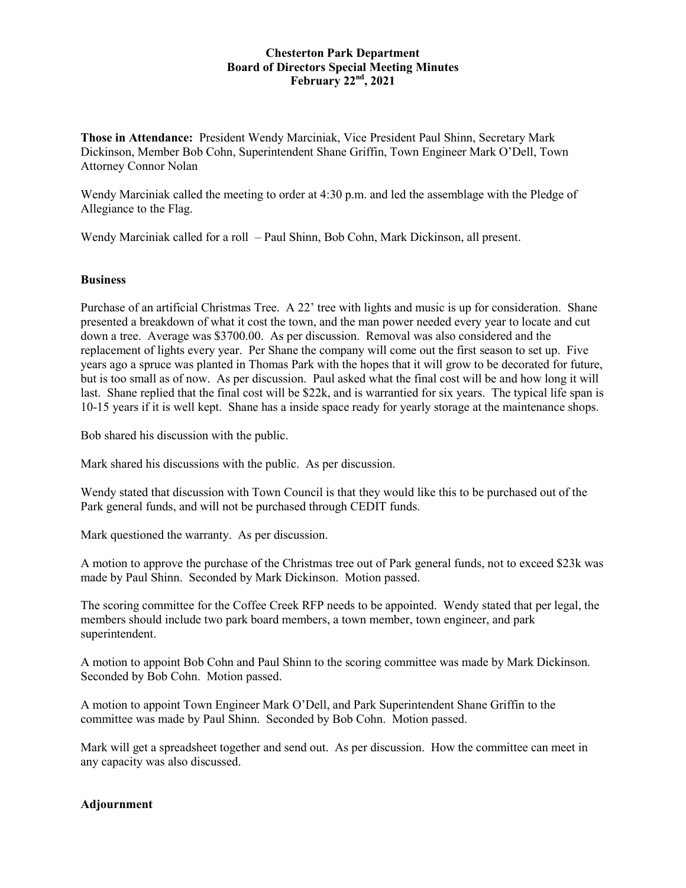# Chesterton Park Department
## Board of Directors Special Meeting Minutes
### February 22nd, 2021

**Those in Attendance:** President Wendy Marciniak, Vice President Paul Shinn, Secretary Mark Dickinson, Member Bob Cohn, Superintendent Shane Griffin, Town Engineer Mark O'Dell, Town Attorney Connor Nolan

Wendy Marciniak called the meeting to order at 4:30 p.m. and led the assemblage with the Pledge of Allegiance to the Flag.

Wendy Marciniak called for a roll – Paul Shinn, Bob Cohn, Mark Dickinson, all present.

**Business**

Purchase of an artificial Christmas Tree. A 22' tree with lights and music is up for consideration. Shane presented a breakdown of what it cost the town, and the man power needed every year to locate and cut down a tree. Average was $3700.00. As per discussion. Removal was also considered and the replacement of lights every year. Per Shane the company will come out the first season to set up. Five years ago a spruce was planted in Thomas Park with the hopes that it will grow to be decorated for future, but is too small as of now. As per discussion. Paul asked what the final cost will be and how long it will last. Shane replied that the final cost will be $22k, and is warrantied for six years. The typical life span is 10-15 years if it is well kept. Shane has a inside space ready for yearly storage at the maintenance shops.

Bob shared his discussion with the public.

Mark shared his discussions with the public. As per discussion.

Wendy stated that discussion with Town Council is that they would like this to be purchased out of the Park general funds, and will not be purchased through CEDIT funds.

Mark questioned the warranty. As per discussion.

A motion to approve the purchase of the Christmas tree out of Park general funds, not to exceed $23k was made by Paul Shinn. Seconded by Mark Dickinson. Motion passed.

The scoring committee for the Coffee Creek RFP needs to be appointed. Wendy stated that per legal, the members should include two park board members, a town member, town engineer, and park superintendent.

A motion to appoint Bob Cohn and Paul Shinn to the scoring committee was made by Mark Dickinson. Seconded by Bob Cohn. Motion passed.

A motion to appoint Town Engineer Mark O'Dell, and Park Superintendent Shane Griffin to the committee was made by Paul Shinn. Seconded by Bob Cohn. Motion passed.

Mark will get a spreadsheet together and send out. As per discussion. How the committee can meet in any capacity was also discussed.

**Adjournment**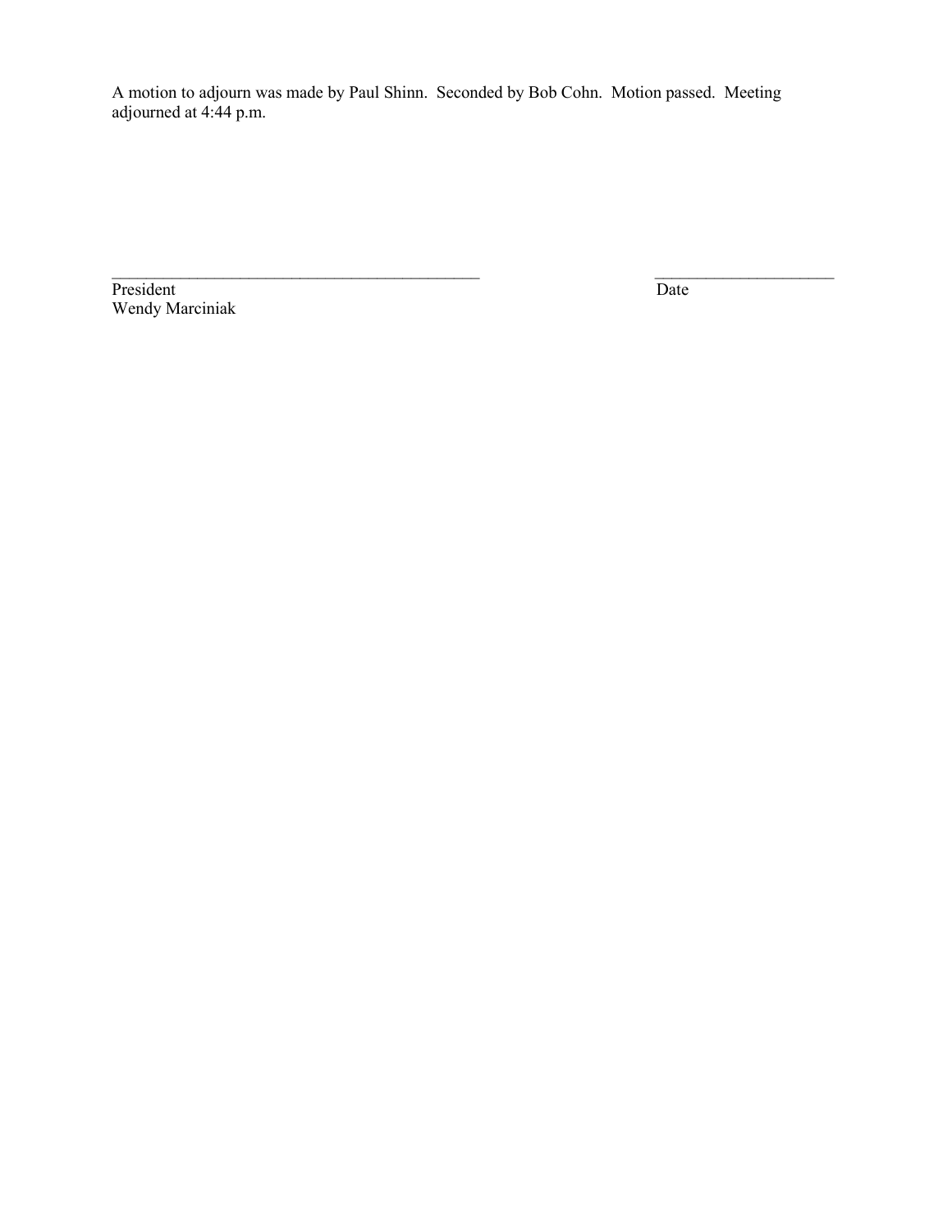A motion to adjourn was made by Paul Shinn. Seconded by Bob Cohn. Motion passed. Meeting adjourned at 4:44 p.m.

\_\_\_\_\_\_\_\_\_\_\_\_\_\_\_\_\_\_\_\_\_\_\_\_\_\_\_\_\_\_\_\_\_\_\_\_\_\_\_\_\_\_\_\_\_\_ \_\_\_\_\_\_\_\_\_\_\_\_\_\_\_\_\_\_\_\_\_\_\_

President Date

Wendy Marciniak